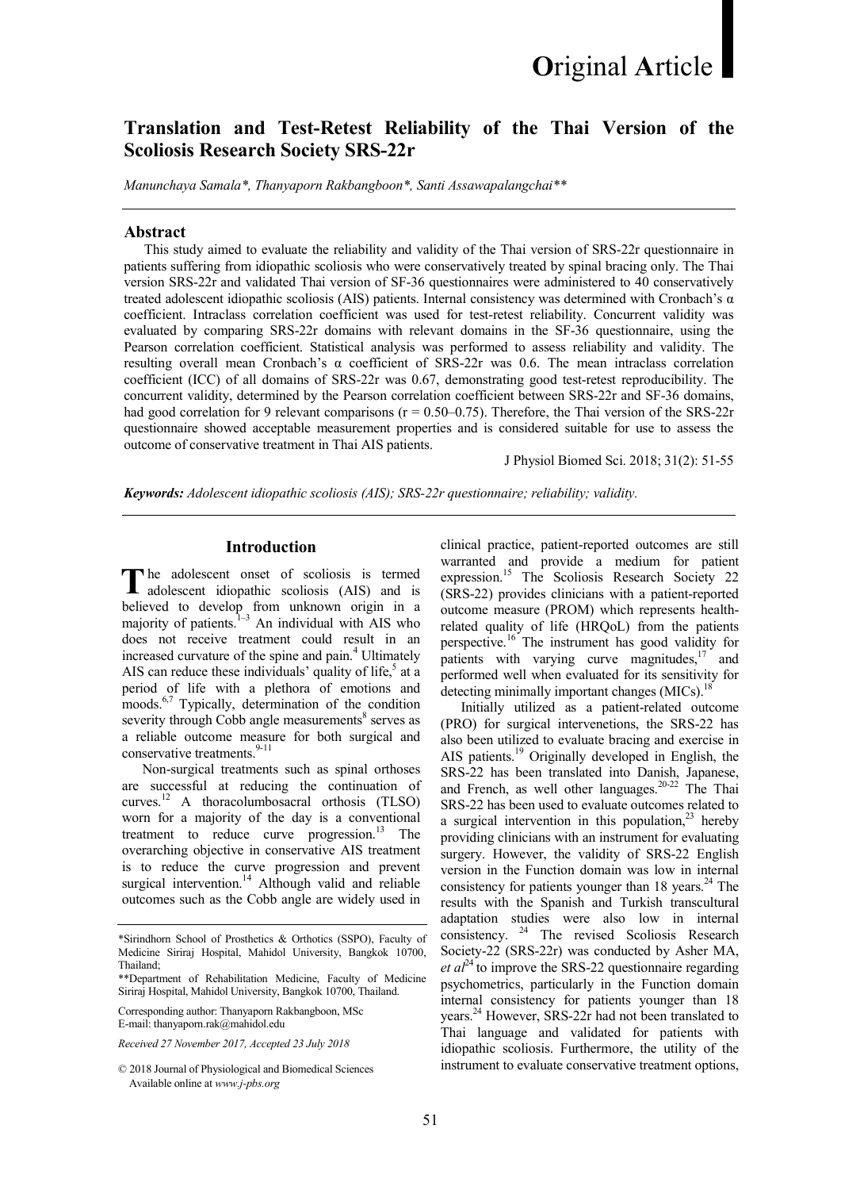Original Article

# Translation and Test-Retest Reliability of the Thai Version of the Scoliosis Research Society SRS-22r

*Manunchaya Samala\*, Thanyaporn Rakbangboon\*, Santi Assawapalangchai\*\**

## Abstract

This study aimed to evaluate the reliability and validity of the Thai version of SRS-22r questionnaire in patients suffering from idiopathic scoliosis who were conservatively treated by spinal bracing only. The Thai version SRS-22r and validated Thai version of SF-36 questionnaires were administered to 40 conservatively treated adolescent idiopathic scoliosis (AIS) patients. Internal consistency was determined with Cronbach's α coefficient. Intraclass correlation coefficient was used for test-retest reliability. Concurrent validity was evaluated by comparing SRS-22r domains with relevant domains in the SF-36 questionnaire, using the Pearson correlation coefficient. Statistical analysis was performed to assess reliability and validity. The resulting overall mean Cronbach's α coefficient of SRS-22r was 0.6. The mean intraclass correlation coefficient (ICC) of all domains of SRS-22r was 0.67, demonstrating good test-retest reproducibility. The concurrent validity, determined by the Pearson correlation coefficient between SRS-22r and SF-36 domains, had good correlation for 9 relevant comparisons ($r = 0.50–0.75$). Therefore, the Thai version of the SRS-22r questionnaire showed acceptable measurement properties and is considered suitable for use to assess the outcome of conservative treatment in Thai AIS patients.

J Physiol Biomed Sci. 2018; 31(2): 51-55

***Keywords:** Adolescent idiopathic scoliosis (AIS); SRS-22r questionnaire; reliability; validity.*

## Introduction

The adolescent onset of scoliosis is termed adolescent idiopathic scoliosis (AIS) and is believed to develop from unknown origin in a majority of patients.[1–3] An individual with AIS who does not receive treatment could result in an increased curvature of the spine and pain.[4] Ultimately AIS can reduce these individuals' quality of life,[5] at a period of life with a plethora of emotions and moods.[6,7] Typically, determination of the condition severity through Cobb angle measurements[8] serves as a reliable outcome measure for both surgical and conservative treatments.[9-11]

Non-surgical treatments such as spinal orthoses are successful at reducing the continuation of curves.[12] A thoracolumbosacral orthosis (TLSO) worn for a majority of the day is a conventional treatment to reduce curve progression.[13] The overarching objective in conservative AIS treatment is to reduce the curve progression and prevent surgical intervention.[14] Although valid and reliable outcomes such as the Cobb angle are widely used in clinical practice, patient-reported outcomes are still warranted and provide a medium for patient expression.[15] The Scoliosis Research Society 22 (SRS-22) provides clinicians with a patient-reported outcome measure (PROM) which represents health-related quality of life (HRQoL) from the patients perspective.[16] The instrument has good validity for patients with varying curve magnitudes,[17] and performed well when evaluated for its sensitivity for detecting minimally important changes (MICs).[18]

Initially utilized as a patient-related outcome (PRO) for surgical intervenetions, the SRS-22 has also been utilized to evaluate bracing and exercise in AIS patients.[19] Originally developed in English, the SRS-22 has been translated into Danish, Japanese, and French, as well other languages.[20-22] The Thai SRS-22 has been used to evaluate outcomes related to a surgical intervention in this population,[23] hereby providing clinicians with an instrument for evaluating surgery. However, the validity of SRS-22 English version in the Function domain was low in internal consistency for patients younger than 18 years.[24] The results with the Spanish and Turkish transcultural adaptation studies were also low in internal consistency. [24] The revised Scoliosis Research Society-22 (SRS-22r) was conducted by Asher MA, *et al*[24] to improve the SRS-22 questionnaire regarding psychometrics, particularly in the Function domain internal consistency for patients younger than 18 years.[24] However, SRS-22r had not been translated to Thai language and validated for patients with idiopathic scoliosis. Furthermore, the utility of the instrument to evaluate conservative treatment options,

---

\*Sirindhorn School of Prosthetics & Orthotics (SSPO), Faculty of Medicine Siriraj Hospital, Mahidol University, Bangkok 10700, Thailand;

\*\*Department of Rehabilitation Medicine, Faculty of Medicine Siriraj Hospital, Mahidol University, Bangkok 10700, Thailand.

Corresponding author: Thanyaporn Rakbangboon, MSc
E-mail: thanyaporn.rak@mahidol.edu

*Received 27 November 2017, Accepted 23 July 2018*

© 2018 Journal of Physiological and Biomedical Sciences
Available online at *www.j-pbs.org*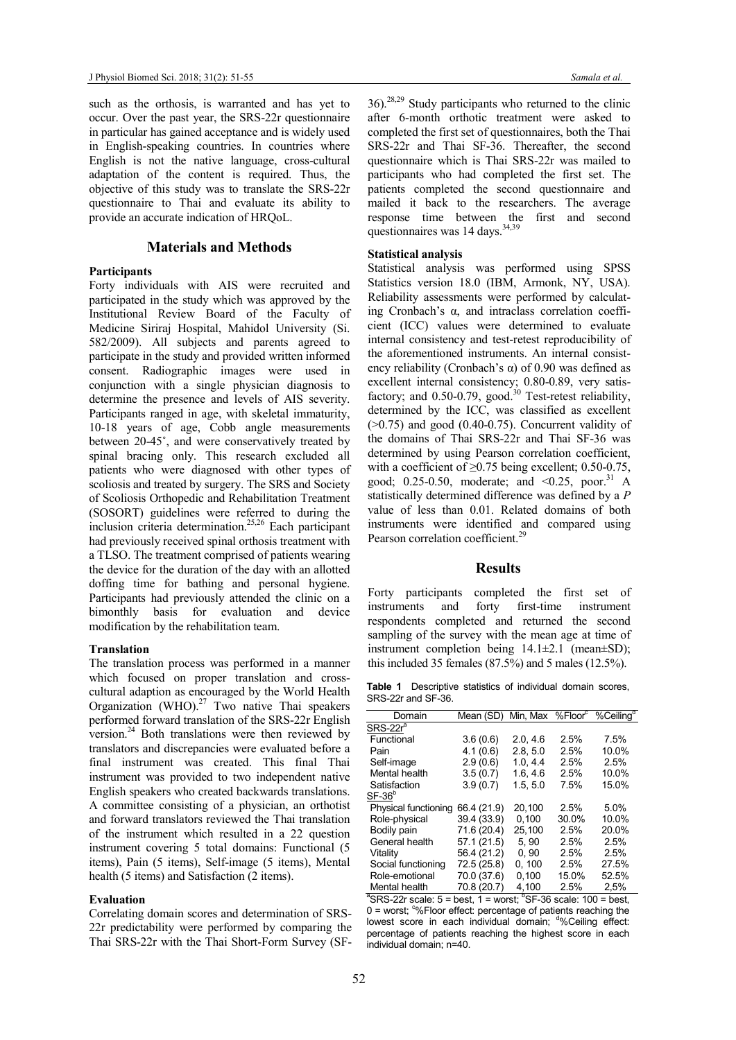such as the orthosis, is warranted and has yet to occur. Over the past year, the SRS-22r questionnaire in particular has gained acceptance and is widely used in English-speaking countries. In countries where English is not the native language, cross-cultural adaptation of the content is required. Thus, the objective of this study was to translate the SRS-22r questionnaire to Thai and evaluate its ability to provide an accurate indication of HRQoL.

## Materials and Methods

### Participants

Forty individuals with AIS were recruited and participated in the study which was approved by the Institutional Review Board of the Faculty of Medicine Siriraj Hospital, Mahidol University (Si. 582/2009). All subjects and parents agreed to participate in the study and provided written informed consent. Radiographic images were used in conjunction with a single physician diagnosis to determine the presence and levels of AIS severity. Participants ranged in age, with skeletal immaturity, 10-18 years of age, Cobb angle measurements between 20-45˚, and were conservatively treated by spinal bracing only. This research excluded all patients who were diagnosed with other types of scoliosis and treated by surgery. The SRS and Society of Scoliosis Orthopedic and Rehabilitation Treatment (SOSORT) guidelines were referred to during the inclusion criteria determination.[25,26] Each participant had previously received spinal orthosis treatment with a TLSO. The treatment comprised of patients wearing the device for the duration of the day with an allotted doffing time for bathing and personal hygiene. Participants had previously attended the clinic on a bimonthly basis for evaluation and device modification by the rehabilitation team.

### Translation

The translation process was performed in a manner which focused on proper translation and cross-cultural adaption as encouraged by the World Health Organization (WHO).[27] Two native Thai speakers performed forward translation of the SRS-22r English version.[24] Both translations were then reviewed by translators and discrepancies were evaluated before a final instrument was created. This final Thai instrument was provided to two independent native English speakers who created backwards translations. A committee consisting of a physician, an orthotist and forward translators reviewed the Thai translation of the instrument which resulted in a 22 question instrument covering 5 total domains: Functional (5 items), Pain (5 items), Self-image (5 items), Mental health (5 items) and Satisfaction (2 items).

### Evaluation

Correlating domain scores and determination of SRS-22r predictability were performed by comparing the Thai SRS-22r with the Thai Short-Form Survey (SF-36).[28,29] Study participants who returned to the clinic after 6-month orthotic treatment were asked to completed the first set of questionnaires, both the Thai SRS-22r and Thai SF-36. Thereafter, the second questionnaire which is Thai SRS-22r was mailed to participants who had completed the first set. The patients completed the second questionnaire and mailed it back to the researchers. The average response time between the first and second questionnaires was 14 days.[34,39]

### Statistical analysis

Statistical analysis was performed using SPSS Statistics version 18.0 (IBM, Armonk, NY, USA). Reliability assessments were performed by calculating Cronbach's α, and intraclass correlation coefficient (ICC) values were determined to evaluate internal consistency and test-retest reproducibility of the aforementioned instruments. An internal consistency reliability (Cronbach's α) of 0.90 was defined as excellent internal consistency; 0.80-0.89, very satisfactory; and 0.50-0.79, good.[30] Test-retest reliability, determined by the ICC, was classified as excellent (>0.75) and good (0.40-0.75). Concurrent validity of the domains of Thai SRS-22r and Thai SF-36 was determined by using Pearson correlation coefficient, with a coefficient of ≥0.75 being excellent; 0.50-0.75, good; 0.25-0.50, moderate; and <0.25, poor.[31] A statistically determined difference was defined by a $P$ value of less than 0.01. Related domains of both instruments were identified and compared using Pearson correlation coefficient.[29]

## Results

Forty participants completed the first set of instruments and forty first-time instrument respondents completed and returned the second sampling of the survey with the mean age at time of instrument completion being 14.1±2.1 (mean±SD); this included 35 females (87.5%) and 5 males (12.5%).

**Table 1** Descriptive statistics of individual domain scores, SRS-22r and SF-36.

| Domain | Mean (SD) | Min, Max | %Floor[c] | %Ceiling[d] |
|---|---|---|---|---|
| SRS-22r[a] | | | | |
| Functional | 3.6 (0.6) | 2.0, 4.6 | 2.5% | 7.5% |
| Pain | 4.1 (0.6) | 2.8, 5.0 | 2.5% | 10.0% |
| Self-image | 2.9 (0.6) | 1.0, 4.4 | 2.5% | 2.5% |
| Mental health | 3.5 (0.7) | 1.6, 4.6 | 2.5% | 10.0% |
| Satisfaction | 3.9 (0.7) | 1.5, 5.0 | 7.5% | 15.0% |
| SF-36[b] | | | | |
| Physical functioning | 66.4 (21.9) | 20,100 | 2.5% | 5.0% |
| Role-physical | 39.4 (33.9) | 0,100 | 30.0% | 10.0% |
| Bodily pain | 71.6 (20.4) | 25,100 | 2.5% | 20.0% |
| General health | 57.1 (21.5) | 5, 90 | 2.5% | 2.5% |
| Vitality | 56.4 (21.2) | 0, 90 | 2.5% | 2.5% |
| Social functioning | 72.5 (25.8) | 0, 100 | 2.5% | 27.5% |
| Role-emotional | 70.0 (37.6) | 0,100 | 15.0% | 52.5% |
| Mental health | 70.8 (20.7) | 4,100 | 2.5% | 2,5% |

[a]SRS-22r scale: 5 = best, 1 = worst; [b]SF-36 scale: 100 = best, 0 = worst; [c]%Floor effect: percentage of patients reaching the lowest score in each individual domain; [d]%Ceiling effect: percentage of patients reaching the highest score in each individual domain; n=40.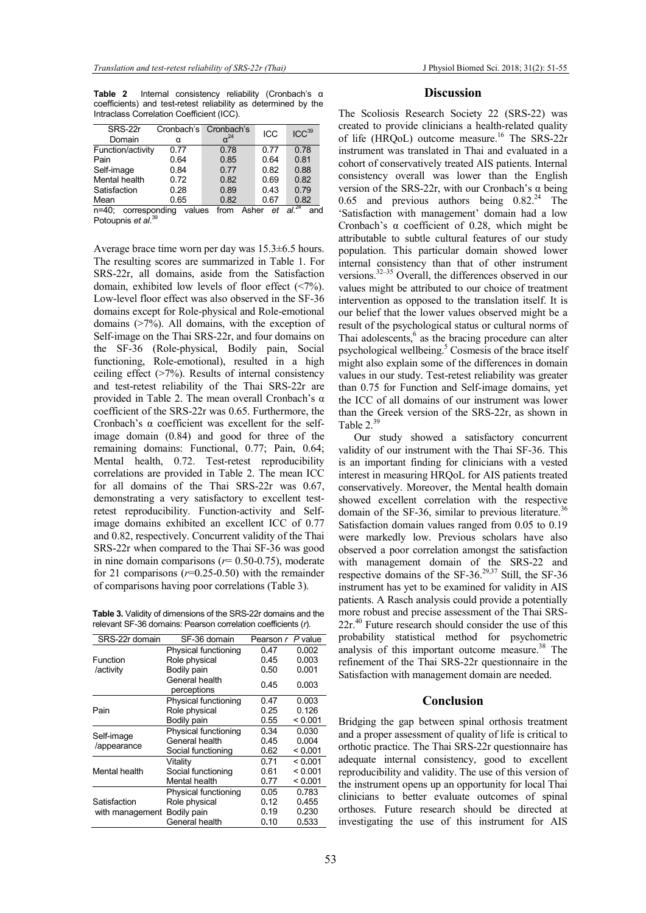**Table 2** Internal consistency reliability (Cronbach's α coefficients) and test-retest reliability as determined by the Intraclass Correlation Coefficient (ICC).

| SRS-22r Domain | Cronbach's α | Cronbach's α[24] | ICC | ICC[39] |
|---|---|---|---|---|
| Function/activity | 0.77 | 0.78 | 0.77 | 0.78 |
| Pain | 0.64 | 0.85 | 0.64 | 0.81 |
| Self-image | 0.84 | 0.77 | 0.82 | 0.88 |
| Mental health | 0.72 | 0.82 | 0.69 | 0.82 |
| Satisfaction | 0.28 | 0.89 | 0.43 | 0.79 |
| Mean | 0.65 | 0.82 | 0.67 | 0.82 |

n=40; corresponding values from Asher *et al.*[24] and Potoupnis *et al.*[39]

Average brace time worn per day was 15.3±6.5 hours. The resulting scores are summarized in Table 1. For SRS-22r, all domains, aside from the Satisfaction domain, exhibited low levels of floor effect (<7%). Low-level floor effect was also observed in the SF-36 domains except for Role-physical and Role-emotional domains (>7%). All domains, with the exception of Self-image on the Thai SRS-22r, and four domains on the SF-36 (Role-physical, Bodily pain, Social functioning, Role-emotional), resulted in a high ceiling effect (>7%). Results of internal consistency and test-retest reliability of the Thai SRS-22r are provided in Table 2. The mean overall Cronbach's α coefficient of the SRS-22r was 0.65. Furthermore, the Cronbach's α coefficient was excellent for the self-image domain (0.84) and good for three of the remaining domains: Functional, 0.77; Pain, 0.64; Mental health, 0.72. Test-retest reproducibility correlations are provided in Table 2. The mean ICC for all domains of the Thai SRS-22r was 0.67, demonstrating a very satisfactory to excellent test-retest reproducibility. Function-activity and Self-image domains exhibited an excellent ICC of 0.77 and 0.82, respectively. Concurrent validity of the Thai SRS-22r when compared to the Thai SF-36 was good in nine domain comparisons ($r$= 0.50-0.75), moderate for 21 comparisons ($r$=0.25-0.50) with the remainder of comparisons having poor correlations (Table 3).

**Table 3.** Validity of dimensions of the SRS-22r domains and the relevant SF-36 domains: Pearson correlation coefficients ($r$).

| SRS-22r domain | SF-36 domain | Pearson $r$ | $P$ value |
|---|---|---|---|
| Function /activity | Physical functioning | 0.47 | 0.002 |
| | Role physical | 0.45 | 0.003 |
| | Bodily pain | 0.50 | 0.001 |
| | General health perceptions | 0.45 | 0.003 |
| Pain | Physical functioning | 0.47 | 0.003 |
| | Role physical | 0.25 | 0.126 |
| | Bodily pain | 0.55 | < 0.001 |
| Self-image /appearance | Physical functioning | 0.34 | 0.030 |
| | General health | 0.45 | 0.004 |
| | Social functioning | 0.62 | < 0.001 |
| Mental health | Vitality | 0.71 | < 0.001 |
| | Social functioning | 0.61 | < 0.001 |
| | Mental health | 0.77 | < 0.001 |
| Satisfaction with management | Physical functioning | 0.05 | 0.783 |
| | Role physical | 0.12 | 0.455 |
| | Bodily pain | 0.19 | 0.230 |
| | General health | 0.10 | 0.533 |

## Discussion

The Scoliosis Research Society 22 (SRS-22) was created to provide clinicians a health-related quality of life (HRQoL) outcome measure.[16] The SRS-22r instrument was translated in Thai and evaluated in a cohort of conservatively treated AIS patients. Internal consistency overall was lower than the English version of the SRS-22r, with our Cronbach's α being 0.65 and previous authors being 0.82.[24] The 'Satisfaction with management' domain had a low Cronbach's α coefficient of 0.28, which might be attributable to subtle cultural features of our study population. This particular domain showed lower internal consistency than that of other instrument versions.[32–35] Overall, the differences observed in our values might be attributed to our choice of treatment intervention as opposed to the translation itself. It is our belief that the lower values observed might be a result of the psychological status or cultural norms of Thai adolescents,[6] as the bracing procedure can alter psychological wellbeing.[5] Cosmesis of the brace itself might also explain some of the differences in domain values in our study. Test-retest reliability was greater than 0.75 for Function and Self-image domains, yet the ICC of all domains of our instrument was lower than the Greek version of the SRS-22r, as shown in Table 2.[39]

Our study showed a satisfactory concurrent validity of our instrument with the Thai SF-36. This is an important finding for clinicians with a vested interest in measuring HRQoL for AIS patients treated conservatively. Moreover, the Mental health domain showed excellent correlation with the respective domain of the SF-36, similar to previous literature.[36] Satisfaction domain values ranged from 0.05 to 0.19 were markedly low. Previous scholars have also observed a poor correlation amongst the satisfaction with management domain of the SRS-22 and respective domains of the SF-36.[29,37] Still, the SF-36 instrument has yet to be examined for validity in AIS patients. A Rasch analysis could provide a potentially more robust and precise assessment of the Thai SRS-22r.[40] Future research should consider the use of this probability statistical method for psychometric analysis of this important outcome measure.[38] The refinement of the Thai SRS-22r questionnaire in the Satisfaction with management domain are needed.

## Conclusion

Bridging the gap between spinal orthosis treatment and a proper assessment of quality of life is critical to orthotic practice. The Thai SRS-22r questionnaire has adequate internal consistency, good to excellent reproducibility and validity. The use of this version of the instrument opens up an opportunity for local Thai clinicians to better evaluate outcomes of spinal orthoses. Future research should be directed at investigating the use of this instrument for AIS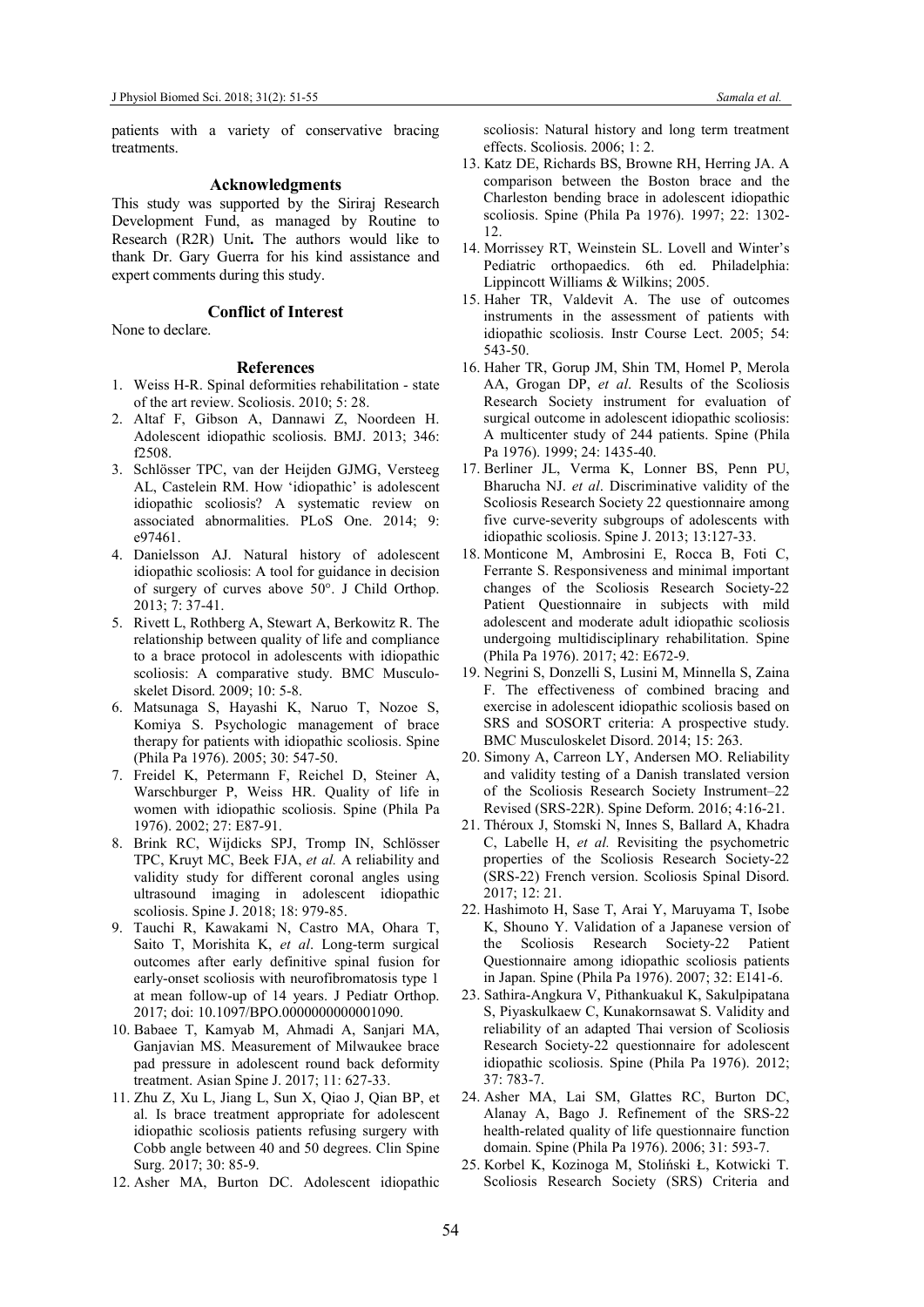patients with a variety of conservative bracing treatments.

## Acknowledgments

This study was supported by the Siriraj Research Development Fund, as managed by Routine to Research (R2R) Unit**.** The authors would like to thank Dr. Gary Guerra for his kind assistance and expert comments during this study.

## Conflict of Interest

None to declare.

## References

1. Weiss H-R. Spinal deformities rehabilitation - state of the art review. Scoliosis. 2010; 5: 28.
2. Altaf F, Gibson A, Dannawi Z, Noordeen H. Adolescent idiopathic scoliosis. BMJ. 2013; 346: f2508.
3. Schlösser TPC, van der Heijden GJMG, Versteeg AL, Castelein RM. How 'idiopathic' is adolescent idiopathic scoliosis? A systematic review on associated abnormalities. PLoS One. 2014; 9: e97461.
4. Danielsson AJ. Natural history of adolescent idiopathic scoliosis: A tool for guidance in decision of surgery of curves above 50°. J Child Orthop. 2013; 7: 37-41.
5. Rivett L, Rothberg A, Stewart A, Berkowitz R. The relationship between quality of life and compliance to a brace protocol in adolescents with idiopathic scoliosis: A comparative study. BMC Musculoskelet Disord. 2009; 10: 5-8.
6. Matsunaga S, Hayashi K, Naruo T, Nozoe S, Komiya S. Psychologic management of brace therapy for patients with idiopathic scoliosis. Spine (Phila Pa 1976). 2005; 30: 547-50.
7. Freidel K, Petermann F, Reichel D, Steiner A, Warschburger P, Weiss HR. Quality of life in women with idiopathic scoliosis. Spine (Phila Pa 1976). 2002; 27: E87-91.
8. Brink RC, Wijdicks SPJ, Tromp IN, Schlösser TPC, Kruyt MC, Beek FJA, *et al.* A reliability and validity study for different coronal angles using ultrasound imaging in adolescent idiopathic scoliosis. Spine J. 2018; 18: 979-85.
9. Tauchi R, Kawakami N, Castro MA, Ohara T, Saito T, Morishita K, *et al*. Long-term surgical outcomes after early definitive spinal fusion for early-onset scoliosis with neurofibromatosis type 1 at mean follow-up of 14 years. J Pediatr Orthop. 2017; doi: 10.1097/BPO.0000000000001090.
10. Babaee T, Kamyab M, Ahmadi A, Sanjari MA, Ganjavian MS. Measurement of Milwaukee brace pad pressure in adolescent round back deformity treatment. Asian Spine J. 2017; 11: 627-33.
11. Zhu Z, Xu L, Jiang L, Sun X, Qiao J, Qian BP, et al. Is brace treatment appropriate for adolescent idiopathic scoliosis patients refusing surgery with Cobb angle between 40 and 50 degrees. Clin Spine Surg. 2017; 30: 85-9.
12. Asher MA, Burton DC. Adolescent idiopathic scoliosis: Natural history and long term treatment effects. Scoliosis. 2006; 1: 2.
13. Katz DE, Richards BS, Browne RH, Herring JA. A comparison between the Boston brace and the Charleston bending brace in adolescent idiopathic scoliosis. Spine (Phila Pa 1976). 1997; 22: 1302-12.
14. Morrissey RT, Weinstein SL. Lovell and Winter's Pediatric orthopaedics. 6th ed. Philadelphia: Lippincott Williams & Wilkins; 2005.
15. Haher TR, Valdevit A. The use of outcomes instruments in the assessment of patients with idiopathic scoliosis. Instr Course Lect. 2005; 54: 543-50.
16. Haher TR, Gorup JM, Shin TM, Homel P, Merola AA, Grogan DP, *et al*. Results of the Scoliosis Research Society instrument for evaluation of surgical outcome in adolescent idiopathic scoliosis: A multicenter study of 244 patients. Spine (Phila Pa 1976). 1999; 24: 1435-40.
17. Berliner JL, Verma K, Lonner BS, Penn PU, Bharucha NJ. *et al*. Discriminative validity of the Scoliosis Research Society 22 questionnaire among five curve-severity subgroups of adolescents with idiopathic scoliosis. Spine J. 2013; 13:127-33.
18. Monticone M, Ambrosini E, Rocca B, Foti C, Ferrante S. Responsiveness and minimal important changes of the Scoliosis Research Society-22 Patient Questionnaire in subjects with mild adolescent and moderate adult idiopathic scoliosis undergoing multidisciplinary rehabilitation. Spine (Phila Pa 1976). 2017; 42: E672-9.
19. Negrini S, Donzelli S, Lusini M, Minnella S, Zaina F. The effectiveness of combined bracing and exercise in adolescent idiopathic scoliosis based on SRS and SOSORT criteria: A prospective study. BMC Musculoskelet Disord. 2014; 15: 263.
20. Simony A, Carreon LY, Andersen MO. Reliability and validity testing of a Danish translated version of the Scoliosis Research Society Instrument–22 Revised (SRS-22R). Spine Deform. 2016; 4:16-21.
21. Théroux J, Stomski N, Innes S, Ballard A, Khadra C, Labelle H, *et al.* Revisiting the psychometric properties of the Scoliosis Research Society-22 (SRS-22) French version. Scoliosis Spinal Disord. 2017; 12: 21.
22. Hashimoto H, Sase T, Arai Y, Maruyama T, Isobe K, Shouno Y. Validation of a Japanese version of the Scoliosis Research Society-22 Patient Questionnaire among idiopathic scoliosis patients in Japan. Spine (Phila Pa 1976). 2007; 32: E141-6.
23. Sathira-Angkura V, Pithankuakul K, Sakulpipatana S, Piyaskulkaew C, Kunakornsawat S. Validity and reliability of an adapted Thai version of Scoliosis Research Society-22 questionnaire for adolescent idiopathic scoliosis. Spine (Phila Pa 1976). 2012; 37: 783-7.
24. Asher MA, Lai SM, Glattes RC, Burton DC, Alanay A, Bago J. Refinement of the SRS-22 health-related quality of life questionnaire function domain. Spine (Phila Pa 1976). 2006; 31: 593-7.
25. Korbel K, Kozinoga M, Stoliński Ł, Kotwicki T. Scoliosis Research Society (SRS) Criteria and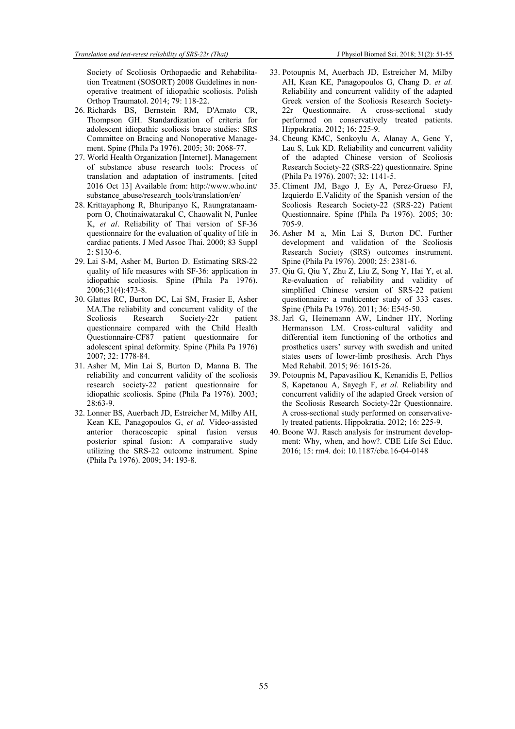Society of Scoliosis Orthopaedic and Rehabilitation Treatment (SOSORT) 2008 Guidelines in non-operative treatment of idiopathic scoliosis. Polish Orthop Traumatol. 2014; 79: 118-22.

26. Richards BS, Bernstein RM, D'Amato CR, Thompson GH. Standardization of criteria for adolescent idiopathic scoliosis brace studies: SRS Committee on Bracing and Nonoperative Management. Spine (Phila Pa 1976). 2005; 30: 2068-77.
27. World Health Organization [Internet]. Management of substance abuse research tools: Process of translation and adaptation of instruments. [cited 2016 Oct 13] Available from: http://www.who.int/substance_abuse/research_tools/translation/en/
28. Krittayaphong R, Bhuripanyo K, Raungratanaamporn O, Chotinaiwatarakul C, Chaowalit N, Punlee K, *et al*. Reliability of Thai version of SF-36 questionnaire for the evaluation of quality of life in cardiac patients. J Med Assoc Thai. 2000; 83 Suppl 2: S130-6.
29. Lai S-M, Asher M, Burton D. Estimating SRS-22 quality of life measures with SF-36: application in idiopathic scoliosis. Spine (Phila Pa 1976). 2006;31(4):473-8.
30. Glattes RC, Burton DC, Lai SM, Frasier E, Asher MA.The reliability and concurrent validity of the Scoliosis Research Society-22r patient questionnaire compared with the Child Health Questionnaire-CF87 patient questionnaire for adolescent spinal deformity. Spine (Phila Pa 1976) 2007; 32: 1778-84.
31. Asher M, Min Lai S, Burton D, Manna B. The reliability and concurrent validity of the scoliosis research society-22 patient questionnaire for idiopathic scoliosis. Spine (Phila Pa 1976). 2003; 28:63-9.
32. Lonner BS, Auerbach JD, Estreicher M, Milby AH, Kean KE, Panagopoulos G, *et al.* Video-assisted anterior thoracoscopic spinal fusion versus posterior spinal fusion: A comparative study utilizing the SRS-22 outcome instrument. Spine (Phila Pa 1976). 2009; 34: 193-8.
33. Potoupnis M, Auerbach JD, Estreicher M, Milby AH, Kean KE, Panagopoulos G, Chang D. *et al.* Reliability and concurrent validity of the adapted Greek version of the Scoliosis Research Society-22r Questionnaire. A cross-sectional study performed on conservatively treated patients. Hippokratia. 2012; 16: 225-9.
34. Cheung KMC, Senkoylu A, Alanay A, Genc Y, Lau S, Luk KD. Reliability and concurrent validity of the adapted Chinese version of Scoliosis Research Society-22 (SRS-22) questionnaire. Spine (Phila Pa 1976). 2007; 32: 1141-5.
35. Climent JM, Bago J, Ey A, Perez-Grueso FJ, Izquierdo E.Validity of the Spanish version of the Scoliosis Research Society-22 (SRS-22) Patient Questionnaire. Spine (Phila Pa 1976). 2005; 30: 705-9.
36. Asher M a, Min Lai S, Burton DC. Further development and validation of the Scoliosis Research Society (SRS) outcomes instrument. Spine (Phila Pa 1976). 2000; 25: 2381-6.
37. Qiu G, Qiu Y, Zhu Z, Liu Z, Song Y, Hai Y, et al. Re-evaluation of reliability and validity of simplified Chinese version of SRS-22 patient questionnaire: a multicenter study of 333 cases. Spine (Phila Pa 1976). 2011; 36: E545-50.
38. Jarl G, Heinemann AW, Lindner HY, Norling Hermansson LM. Cross-cultural validity and differential item functioning of the orthotics and prosthetics users' survey with swedish and united states users of lower-limb prosthesis. Arch Phys Med Rehabil. 2015; 96: 1615-26.
39. Potoupnis M, Papavasiliou K, Kenanidis E, Pellios S, Kapetanou A, Sayegh F, *et al.* Reliability and concurrent validity of the adapted Greek version of the Scoliosis Research Society-22r Questionnaire. A cross-sectional study performed on conservatively treated patients. Hippokratia. 2012; 16: 225-9.
40. Boone WJ. Rasch analysis for instrument development: Why, when, and how?. CBE Life Sci Educ. 2016; 15: rm4. doi: 10.1187/cbe.16-04-0148